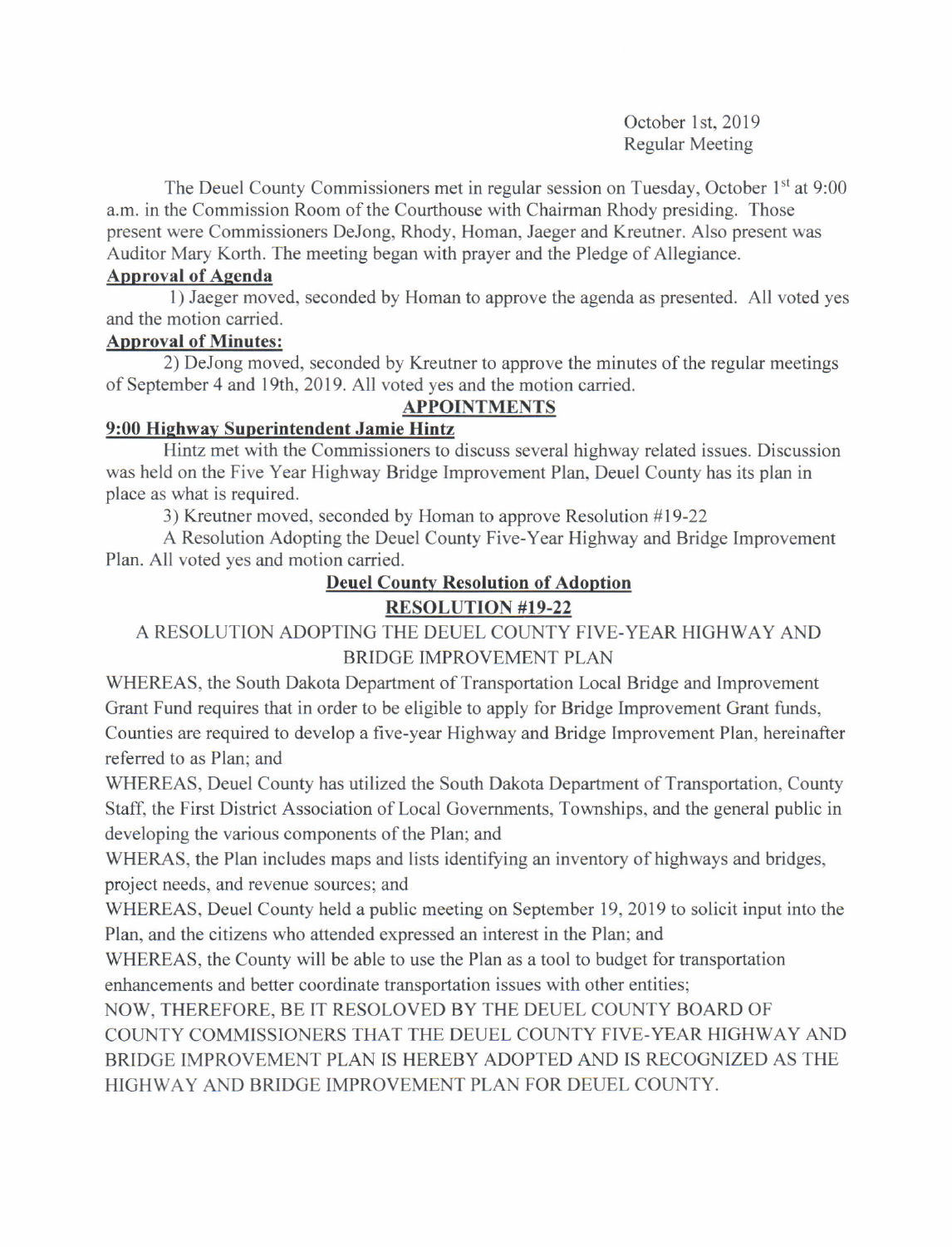October 1st, 2019
Regular Meeting

The Deuel County Commissioners met in regular session on Tuesday, October 1st at 9:00 a.m. in the Commission Room of the Courthouse with Chairman Rhody presiding. Those present were Commissioners DeJong, Rhody, Homan, Jaeger and Kreutner. Also present was Auditor Mary Korth. The meeting began with prayer and the Pledge of Allegiance.

**Approval of Agenda**

1) Jaeger moved, seconded by Homan to approve the agenda as presented. All voted yes and the motion carried.

**Approval of Minutes:**

2) DeJong moved, seconded by Kreutner to approve the minutes of the regular meetings of September 4 and 19th, 2019. All voted yes and the motion carried.

**APPOINTMENTS**

**9:00 Highway Superintendent Jamie Hintz**

Hintz met with the Commissioners to discuss several highway related issues. Discussion was held on the Five Year Highway Bridge Improvement Plan, Deuel County has its plan in place as what is required.

3) Kreutner moved, seconded by Homan to approve Resolution #19-22

A Resolution Adopting the Deuel County Five-Year Highway and Bridge Improvement Plan. All voted yes and motion carried.

**Deuel County Resolution of Adoption**

**RESOLUTION #19-22**

A RESOLUTION ADOPTING THE DEUEL COUNTY FIVE-YEAR HIGHWAY AND BRIDGE IMPROVEMENT PLAN

WHEREAS, the South Dakota Department of Transportation Local Bridge and Improvement Grant Fund requires that in order to be eligible to apply for Bridge Improvement Grant funds, Counties are required to develop a five-year Highway and Bridge Improvement Plan, hereinafter referred to as Plan; and

WHEREAS, Deuel County has utilized the South Dakota Department of Transportation, County Staff, the First District Association of Local Governments, Townships, and the general public in developing the various components of the Plan; and

WHERAS, the Plan includes maps and lists identifying an inventory of highways and bridges, project needs, and revenue sources; and

WHEREAS, Deuel County held a public meeting on September 19, 2019 to solicit input into the Plan, and the citizens who attended expressed an interest in the Plan; and

WHEREAS, the County will be able to use the Plan as a tool to budget for transportation enhancements and better coordinate transportation issues with other entities;

NOW, THEREFORE, BE IT RESOLOVED BY THE DEUEL COUNTY BOARD OF COUNTY COMMISSIONERS THAT THE DEUEL COUNTY FIVE-YEAR HIGHWAY AND BRIDGE IMPROVEMENT PLAN IS HEREBY ADOPTED AND IS RECOGNIZED AS THE HIGHWAY AND BRIDGE IMPROVEMENT PLAN FOR DEUEL COUNTY.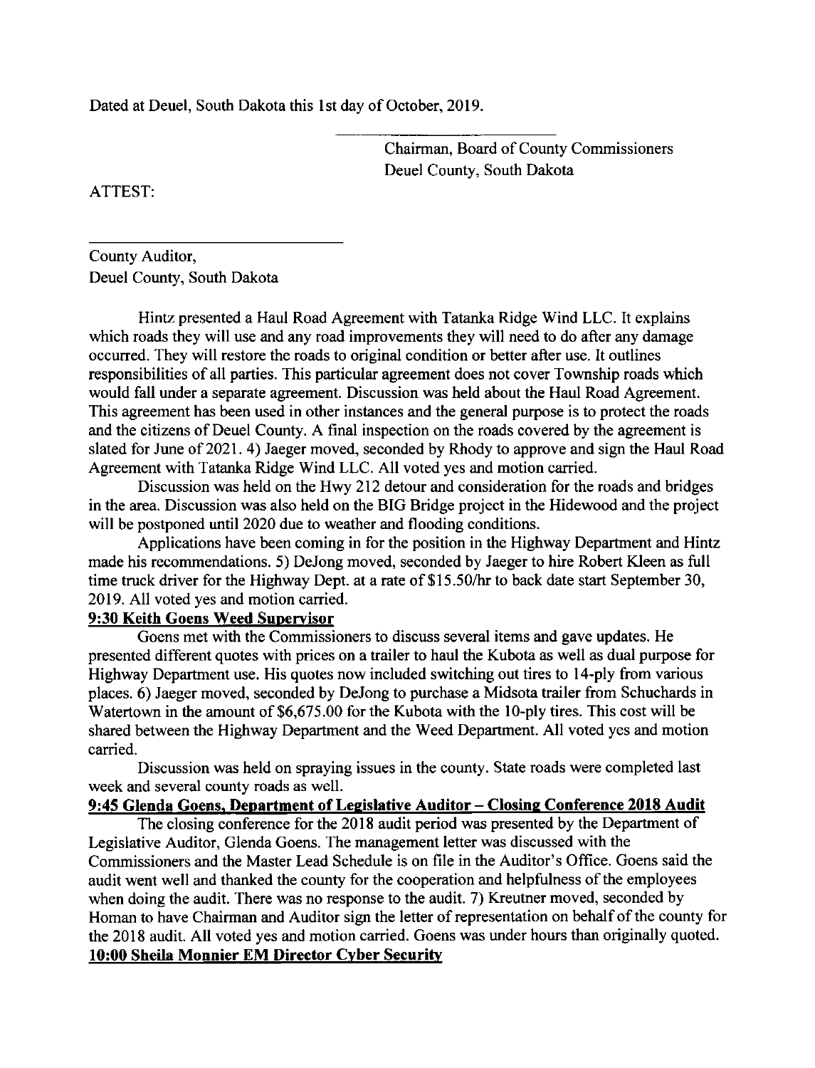Dated at Deuel, South Dakota this 1st day of October, 2019.

\_\_\_\_\_\_\_\_\_\_\_\_\_\_\_\_\_\_\_\_\_\_\_\_\_\_\_\_

Chairman, Board of County Commissioners
Deuel County, South Dakota

ATTEST:

\_\_\_\_\_\_\_\_\_\_\_\_\_\_\_\_\_\_\_\_\_\_\_\_\_\_\_\_\_\_\_\_

County Auditor,
Deuel County, South Dakota

Hintz presented a Haul Road Agreement with Tatanka Ridge Wind LLC. It explains which roads they will use and any road improvements they will need to do after any damage occurred. They will restore the roads to original condition or better after use. It outlines responsibilities of all parties. This particular agreement does not cover Township roads which would fall under a separate agreement. Discussion was held about the Haul Road Agreement. This agreement has been used in other instances and the general purpose is to protect the roads and the citizens of Deuel County. A final inspection on the roads covered by the agreement is slated for June of 2021. 4) Jaeger moved, seconded by Rhody to approve and sign the Haul Road Agreement with Tatanka Ridge Wind LLC. All voted yes and motion carried.

Discussion was held on the Hwy 212 detour and consideration for the roads and bridges in the area. Discussion was also held on the BIG Bridge project in the Hidewood and the project will be postponed until 2020 due to weather and flooding conditions.

Applications have been coming in for the position in the Highway Department and Hintz made his recommendations. 5) DeJong moved, seconded by Jaeger to hire Robert Kleen as full time truck driver for the Highway Dept. at a rate of $15.50/hr to back date start September 30, 2019. All voted yes and motion carried.

**9:30 Keith Goens Weed Supervisor**

Goens met with the Commissioners to discuss several items and gave updates. He presented different quotes with prices on a trailer to haul the Kubota as well as dual purpose for Highway Department use. His quotes now included switching out tires to 14-ply from various places. 6) Jaeger moved, seconded by DeJong to purchase a Midsota trailer from Schuchards in Watertown in the amount of $6,675.00 for the Kubota with the 10-ply tires. This cost will be shared between the Highway Department and the Weed Department. All voted yes and motion carried.

Discussion was held on spraying issues in the county. State roads were completed last week and several county roads as well.

**9:45 Glenda Goens, Department of Legislative Auditor – Closing Conference 2018 Audit**

The closing conference for the 2018 audit period was presented by the Department of Legislative Auditor, Glenda Goens. The management letter was discussed with the Commissioners and the Master Lead Schedule is on file in the Auditor's Office. Goens said the audit went well and thanked the county for the cooperation and helpfulness of the employees when doing the audit. There was no response to the audit. 7) Kreutner moved, seconded by Homan to have Chairman and Auditor sign the letter of representation on behalf of the county for the 2018 audit. All voted yes and motion carried. Goens was under hours than originally quoted.

**10:00 Sheila Monnier EM Director Cyber Security**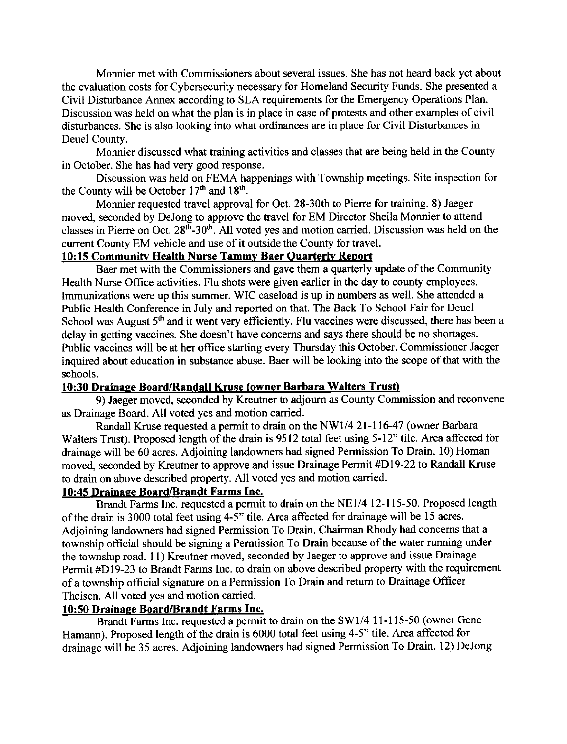Monnier met with Commissioners about several issues. She has not heard back yet about the evaluation costs for Cybersecurity necessary for Homeland Security Funds. She presented a Civil Disturbance Annex according to SLA requirements for the Emergency Operations Plan. Discussion was held on what the plan is in place in case of protests and other examples of civil disturbances. She is also looking into what ordinances are in place for Civil Disturbances in Deuel County.

Monnier discussed what training activities and classes that are being held in the County in October. She has had very good response.

Discussion was held on FEMA happenings with Township meetings. Site inspection for the County will be October 17th and 18th.

Monnier requested travel approval for Oct. 28-30th to Pierre for training. 8) Jaeger moved, seconded by DeJong to approve the travel for EM Director Sheila Monnier to attend classes in Pierre on Oct. 28th-30th. All voted yes and motion carried. Discussion was held on the current County EM vehicle and use of it outside the County for travel.

**10:15 Community Health Nurse Tammy Baer Quarterly Report**

Baer met with the Commissioners and gave them a quarterly update of the Community Health Nurse Office activities. Flu shots were given earlier in the day to county employees. Immunizations were up this summer. WIC caseload is up in numbers as well. She attended a Public Health Conference in July and reported on that. The Back To School Fair for Deuel School was August 5th and it went very efficiently. Flu vaccines were discussed, there has been a delay in getting vaccines. She doesn't have concerns and says there should be no shortages. Public vaccines will be at her office starting every Thursday this October. Commissioner Jaeger inquired about education in substance abuse. Baer will be looking into the scope of that with the schools.

**10:30 Drainage Board/Randall Kruse (owner Barbara Walters Trust)**

9) Jaeger moved, seconded by Kreutner to adjourn as County Commission and reconvene as Drainage Board. All voted yes and motion carried.

Randall Kruse requested a permit to drain on the NW1/4 21-116-47 (owner Barbara Walters Trust). Proposed length of the drain is 9512 total feet using 5-12" tile. Area affected for drainage will be 60 acres. Adjoining landowners had signed Permission To Drain. 10) Homan moved, seconded by Kreutner to approve and issue Drainage Permit #D19-22 to Randall Kruse to drain on above described property. All voted yes and motion carried.

**10:45 Drainage Board/Brandt Farms Inc.**

Brandt Farms Inc. requested a permit to drain on the NE1/4 12-115-50. Proposed length of the drain is 3000 total feet using 4-5" tile. Area affected for drainage will be 15 acres. Adjoining landowners had signed Permission To Drain. Chairman Rhody had concerns that a township official should be signing a Permission To Drain because of the water running under the township road. 11) Kreutner moved, seconded by Jaeger to approve and issue Drainage Permit #D19-23 to Brandt Farms Inc. to drain on above described property with the requirement of a township official signature on a Permission To Drain and return to Drainage Officer Theisen. All voted yes and motion carried.

**10:50 Drainage Board/Brandt Farms Inc.**

Brandt Farms Inc. requested a permit to drain on the SW1/4 11-115-50 (owner Gene Hamann). Proposed length of the drain is 6000 total feet using 4-5" tile. Area affected for drainage will be 35 acres. Adjoining landowners had signed Permission To Drain. 12) DeJong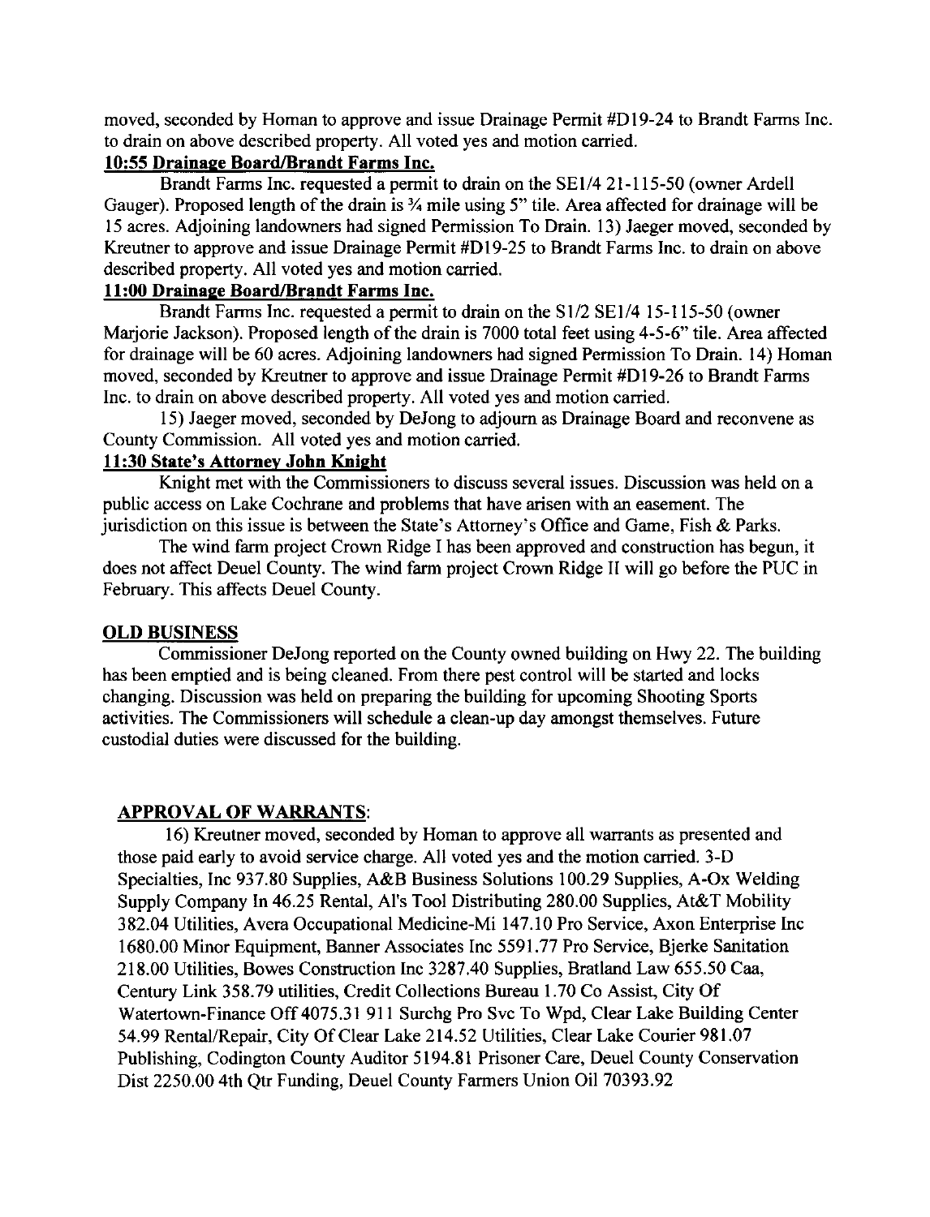moved, seconded by Homan to approve and issue Drainage Permit #D19-24 to Brandt Farms Inc. to drain on above described property. All voted yes and motion carried.

**10:55 Drainage Board/Brandt Farms Inc.**

Brandt Farms Inc. requested a permit to drain on the SE1/4 21-115-50 (owner Ardell Gauger). Proposed length of the drain is ¾ mile using 5" tile. Area affected for drainage will be 15 acres. Adjoining landowners had signed Permission To Drain. 13) Jaeger moved, seconded by Kreutner to approve and issue Drainage Permit #D19-25 to Brandt Farms Inc. to drain on above described property. All voted yes and motion carried.

**11:00 Drainage Board/Brandt Farms Inc.**

Brandt Farms Inc. requested a permit to drain on the S1/2 SE1/4 15-115-50 (owner Marjorie Jackson). Proposed length of the drain is 7000 total feet using 4-5-6" tile. Area affected for drainage will be 60 acres. Adjoining landowners had signed Permission To Drain. 14) Homan moved, seconded by Kreutner to approve and issue Drainage Permit #D19-26 to Brandt Farms Inc. to drain on above described property. All voted yes and motion carried.

15) Jaeger moved, seconded by DeJong to adjourn as Drainage Board and reconvene as County Commission. All voted yes and motion carried.

**11:30 State's Attorney John Knight**

Knight met with the Commissioners to discuss several issues. Discussion was held on a public access on Lake Cochrane and problems that have arisen with an easement. The jurisdiction on this issue is between the State's Attorney's Office and Game, Fish & Parks.

The wind farm project Crown Ridge I has been approved and construction has begun, it does not affect Deuel County. The wind farm project Crown Ridge II will go before the PUC in February. This affects Deuel County.

**OLD BUSINESS**

Commissioner DeJong reported on the County owned building on Hwy 22. The building has been emptied and is being cleaned. From there pest control will be started and locks changing. Discussion was held on preparing the building for upcoming Shooting Sports activities. The Commissioners will schedule a clean-up day amongst themselves. Future custodial duties were discussed for the building.

**APPROVAL OF WARRANTS:**

16) Kreutner moved, seconded by Homan to approve all warrants as presented and those paid early to avoid service charge. All voted yes and the motion carried. 3-D Specialties, Inc 937.80 Supplies, A&B Business Solutions 100.29 Supplies, A-Ox Welding Supply Company In 46.25 Rental, Al's Tool Distributing 280.00 Supplies, At&T Mobility 382.04 Utilities, Avera Occupational Medicine-Mi 147.10 Pro Service, Axon Enterprise Inc 1680.00 Minor Equipment, Banner Associates Inc 5591.77 Pro Service, Bjerke Sanitation 218.00 Utilities, Bowes Construction Inc 3287.40 Supplies, Bratland Law 655.50 Caa, Century Link 358.79 utilities, Credit Collections Bureau 1.70 Co Assist, City Of Watertown-Finance Off 4075.31 911 Surchg Pro Svc To Wpd, Clear Lake Building Center 54.99 Rental/Repair, City Of Clear Lake 214.52 Utilities, Clear Lake Courier 981.07 Publishing, Codington County Auditor 5194.81 Prisoner Care, Deuel County Conservation Dist 2250.00 4th Qtr Funding, Deuel County Farmers Union Oil 70393.92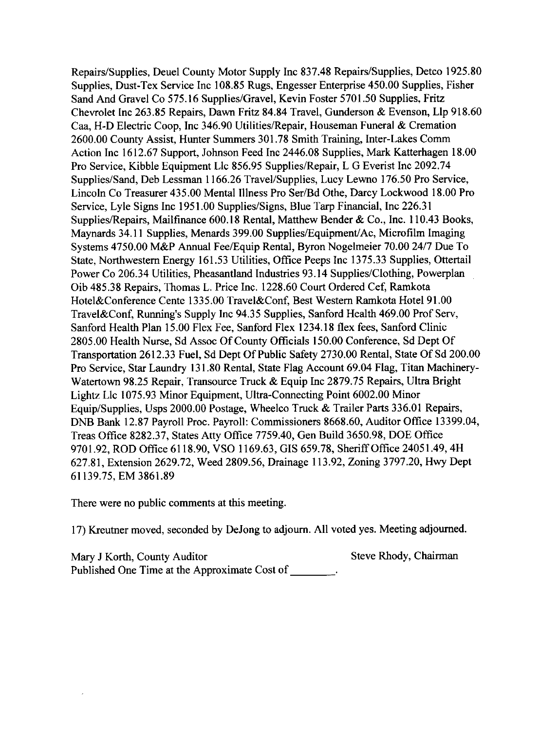Repairs/Supplies, Deuel County Motor Supply Inc 837.48 Repairs/Supplies, Detco 1925.80 Supplies, Dust-Tex Service Inc 108.85 Rugs, Engesser Enterprise 450.00 Supplies, Fisher Sand And Gravel Co 575.16 Supplies/Gravel, Kevin Foster 5701.50 Supplies, Fritz Chevrolet Inc 263.85 Repairs, Dawn Fritz 84.84 Travel, Gunderson & Evenson, Llp 918.60 Caa, H-D Electric Coop, Inc 346.90 Utilities/Repair, Houseman Funeral & Cremation 2600.00 County Assist, Hunter Summers 301.78 Smith Training, Inter-Lakes Comm Action Inc 1612.67 Support, Johnson Feed Inc 2446.08 Supplies, Mark Katterhagen 18.00 Pro Service, Kibble Equipment Llc 856.95 Supplies/Repair, L G Everist Inc 2092.74 Supplies/Sand, Deb Lessman 1166.26 Travel/Supplies, Lucy Lewno 176.50 Pro Service, Lincoln Co Treasurer 435.00 Mental Illness Pro Ser/Bd Othe, Darcy Lockwood 18.00 Pro Service, Lyle Signs Inc 1951.00 Supplies/Signs, Blue Tarp Financial, Inc 226.31 Supplies/Repairs, Mailfinance 600.18 Rental, Matthew Bender & Co., Inc. 110.43 Books, Maynards 34.11 Supplies, Menards 399.00 Supplies/Equipment/Ac, Microfilm Imaging Systems 4750.00 M&P Annual Fee/Equip Rental, Byron Nogelmeier 70.00 24/7 Due To State, Northwestern Energy 161.53 Utilities, Office Peeps Inc 1375.33 Supplies, Ottertail Power Co 206.34 Utilities, Pheasantland Industries 93.14 Supplies/Clothing, Powerplan Oib 485.38 Repairs, Thomas L. Price Inc. 1228.60 Court Ordered Cef, Ramkota Hotel&Conference Cente 1335.00 Travel&Conf, Best Western Ramkota Hotel 91.00 Travel&Conf, Running's Supply Inc 94.35 Supplies, Sanford Health 469.00 Prof Serv, Sanford Health Plan 15.00 Flex Fee, Sanford Flex 1234.18 flex fees, Sanford Clinic 2805.00 Health Nurse, Sd Assoc Of County Officials 150.00 Conference, Sd Dept Of Transportation 2612.33 Fuel, Sd Dept Of Public Safety 2730.00 Rental, State Of Sd 200.00 Pro Service, Star Laundry 131.80 Rental, State Flag Account 69.04 Flag, Titan Machinery-Watertown 98.25 Repair, Transource Truck & Equip Inc 2879.75 Repairs, Ultra Bright Lightz Llc 1075.93 Minor Equipment, Ultra-Connecting Point 6002.00 Minor Equip/Supplies, Usps 2000.00 Postage, Wheelco Truck & Trailer Parts 336.01 Repairs, DNB Bank 12.87 Payroll Proc. Payroll: Commissioners 8668.60, Auditor Office 13399.04, Treas Office 8282.37, States Atty Office 7759.40, Gen Build 3650.98, DOE Office 9701.92, ROD Office 6118.90, VSO 1169.63, GIS 659.78, Sheriff Office 24051.49, 4H 627.81, Extension 2629.72, Weed 2809.56, Drainage 113.92, Zoning 3797.20, Hwy Dept 61139.75, EM 3861.89

There were no public comments at this meeting.

17) Kreutner moved, seconded by DeJong to adjourn. All voted yes. Meeting adjourned.

Mary J Korth, County Auditor — Steve Rhody, Chairman

Published One Time at the Approximate Cost of ________.